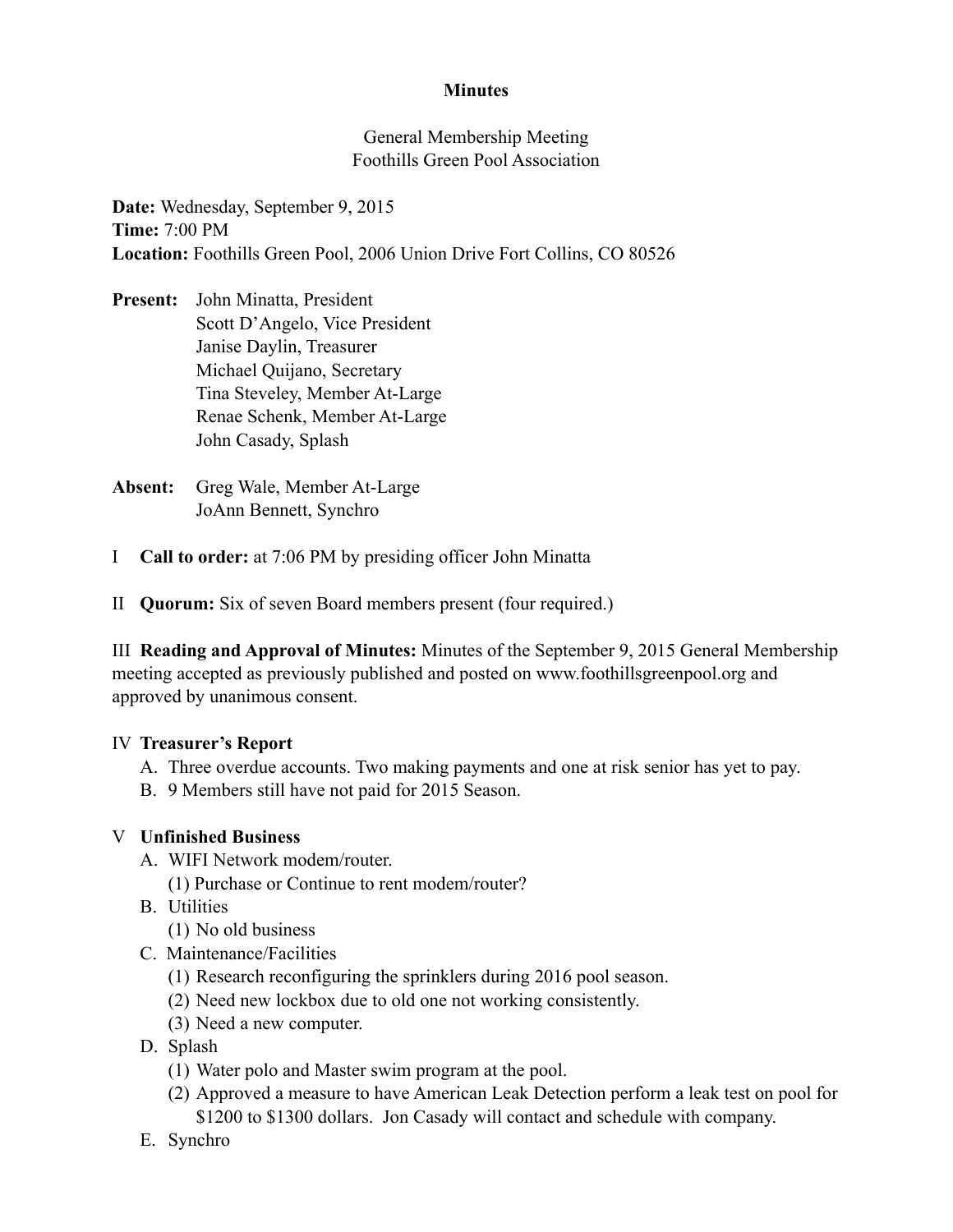**Minutes**

General Membership Meeting
Foothills Green Pool Association

**Date:** Wednesday, September 9, 2015
**Time:** 7:00 PM
**Location:** Foothills Green Pool, 2006 Union Drive Fort Collins, CO 80526

**Present:** John Minatta, President
Scott D'Angelo, Vice President
Janise Daylin, Treasurer
Michael Quijano, Secretary
Tina Steveley, Member At-Large
Renae Schenk, Member At-Large
John Casady, Splash

**Absent:** Greg Wale, Member At-Large
JoAnn Bennett, Synchro

I **Call to order:** at 7:06 PM by presiding officer John Minatta

II **Quorum:** Six of seven Board members present (four required.)

III **Reading and Approval of Minutes:** Minutes of the September 9, 2015 General Membership meeting accepted as previously published and posted on www.foothillsgreenpool.org and approved by unanimous consent.

IV **Treasurer's Report**

A. Three overdue accounts. Two making payments and one at risk senior has yet to pay.
B. 9 Members still have not paid for 2015 Season.

V **Unfinished Business**

A. WIFI Network modem/router.
   (1) Purchase or Continue to rent modem/router?
B. Utilities
   (1) No old business
C. Maintenance/Facilities
   (1) Research reconfiguring the sprinklers during 2016 pool season.
   (2) Need new lockbox due to old one not working consistently.
   (3) Need a new computer.
D. Splash
   (1) Water polo and Master swim program at the pool.
   (2) Approved a measure to have American Leak Detection perform a leak test on pool for $1200 to $1300 dollars. Jon Casady will contact and schedule with company.
E. Synchro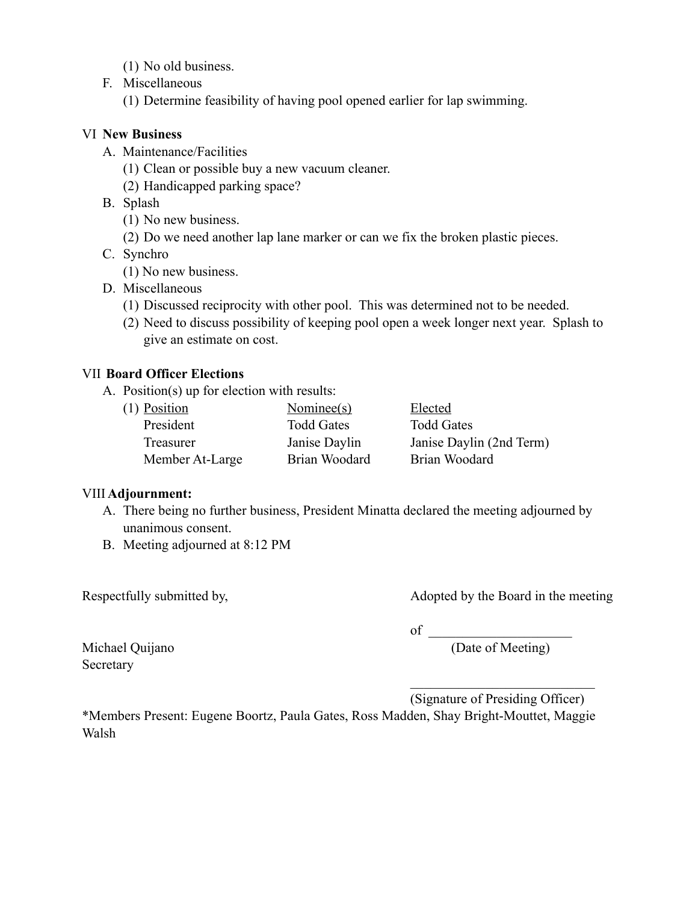(1) No old business.

F. Miscellaneous

(1) Determine feasibility of having pool opened earlier for lap swimming.

VI **New Business**

A. Maintenance/Facilities

(1) Clean or possible buy a new vacuum cleaner.

(2) Handicapped parking space?

B. Splash

(1) No new business.

(2) Do we need another lap lane marker or can we fix the broken plastic pieces.

C. Synchro

(1) No new business.

D. Miscellaneous

(1) Discussed reciprocity with other pool. This was determined not to be needed.

(2) Need to discuss possibility of keeping pool open a week longer next year. Splash to give an estimate on cost.

VII **Board Officer Elections**

A. Position(s) up for election with results:

(1)

| Position | Nominee(s) | Elected |
|---|---|---|
| President | Todd Gates | Todd Gates |
| Treasurer | Janise Daylin | Janise Daylin (2nd Term) |
| Member At-Large | Brian Woodard | Brian Woodard |

VIII **Adjournment:**

A. There being no further business, President Minatta declared the meeting adjourned by unanimous consent.

B. Meeting adjourned at 8:12 PM

Respectfully submitted by,

Michael Quijano
Secretary

Adopted by the Board in the meeting

of ____________________
(Date of Meeting)

___________________________
(Signature of Presiding Officer)

*Members Present: Eugene Boortz, Paula Gates, Ross Madden, Shay Bright-Mouttet, Maggie Walsh